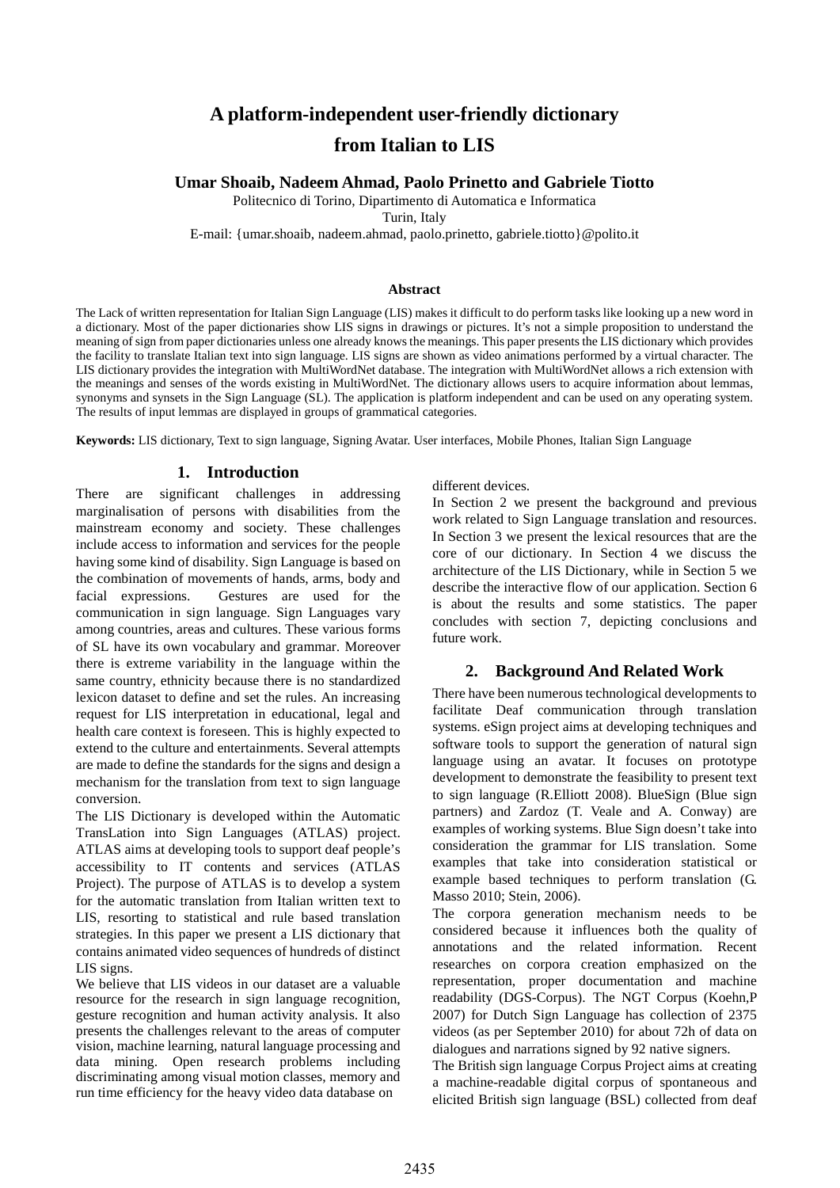# A platform-independent user-friendly dictionary from Italian to LIS

**Umar Shoaib, Nadeem Ahmad, Paolo Prinetto and Gabriele Tiotto**

Politecnico di Torino, Dipartimento di Automatica e Informatica

Turin, Italy

E-mail: {umar.shoaib, nadeem.ahmad, paolo.prinetto, gabriele.tiotto}@polito.it

### Abstract

The Lack of written representation for Italian Sign Language (LIS) makes it difficult to do perform tasks like looking up a new word in a dictionary. Most of the paper dictionaries show LIS signs in drawings or pictures. It's not a simple proposition to understand the meaning of sign from paper dictionaries unless one already knows the meanings. This paper presents the LIS dictionary which provides the facility to translate Italian text into sign language. LIS signs are shown as video animations performed by a virtual character. The LIS dictionary provides the integration with MultiWordNet database. The integration with MultiWordNet allows a rich extension with the meanings and senses of the words existing in MultiWordNet. The dictionary allows users to acquire information about lemmas, synonyms and synsets in the Sign Language (SL). The application is platform independent and can be used on any operating system. The results of input lemmas are displayed in groups of grammatical categories.

**Keywords:** LIS dictionary, Text to sign language, Signing Avatar. User interfaces, Mobile Phones, Italian Sign Language

## 1. Introduction

There are significant challenges in addressing marginalisation of persons with disabilities from the mainstream economy and society. These challenges include access to information and services for the people having some kind of disability. Sign Language is based on the combination of movements of hands, arms, body and facial expressions. Gestures are used for the communication in sign language. Sign Languages vary among countries, areas and cultures. These various forms of SL have its own vocabulary and grammar. Moreover there is extreme variability in the language within the same country, ethnicity because there is no standardized lexicon dataset to define and set the rules. An increasing request for LIS interpretation in educational, legal and health care context is foreseen. This is highly expected to extend to the culture and entertainments. Several attempts are made to define the standards for the signs and design a mechanism for the translation from text to sign language conversion.

The LIS Dictionary is developed within the Automatic TransLation into Sign Languages (ATLAS) project. ATLAS aims at developing tools to support deaf people's accessibility to IT contents and services (ATLAS Project). The purpose of ATLAS is to develop a system for the automatic translation from Italian written text to LIS, resorting to statistical and rule based translation strategies. In this paper we present a LIS dictionary that contains animated video sequences of hundreds of distinct LIS signs.

We believe that LIS videos in our dataset are a valuable resource for the research in sign language recognition, gesture recognition and human activity analysis. It also presents the challenges relevant to the areas of computer vision, machine learning, natural language processing and data mining. Open research problems including discriminating among visual motion classes, memory and run time efficiency for the heavy video data database on different devices.

In Section 2 we present the background and previous work related to Sign Language translation and resources. In Section 3 we present the lexical resources that are the core of our dictionary. In Section 4 we discuss the architecture of the LIS Dictionary, while in Section 5 we describe the interactive flow of our application. Section 6 is about the results and some statistics. The paper concludes with section 7, depicting conclusions and future work.

## 2. Background And Related Work

There have been numerous technological developments to facilitate Deaf communication through translation systems. eSign project aims at developing techniques and software tools to support the generation of natural sign language using an avatar. It focuses on prototype development to demonstrate the feasibility to present text to sign language (R.Elliott 2008). BlueSign (Blue sign partners) and Zardoz (T. Veale and A. Conway) are examples of working systems. Blue Sign doesn't take into consideration the grammar for LIS translation. Some examples that take into consideration statistical or example based techniques to perform translation (G. Masso 2010; Stein, 2006).

The corpora generation mechanism needs to be considered because it influences both the quality of annotations and the related information. Recent researches on corpora creation emphasized on the representation, proper documentation and machine readability (DGS-Corpus). The NGT Corpus (Koehn,P 2007) for Dutch Sign Language has collection of 2375 videos (as per September 2010) for about 72h of data on dialogues and narrations signed by 92 native signers.

The British sign language Corpus Project aims at creating a machine-readable digital corpus of spontaneous and elicited British sign language (BSL) collected from deaf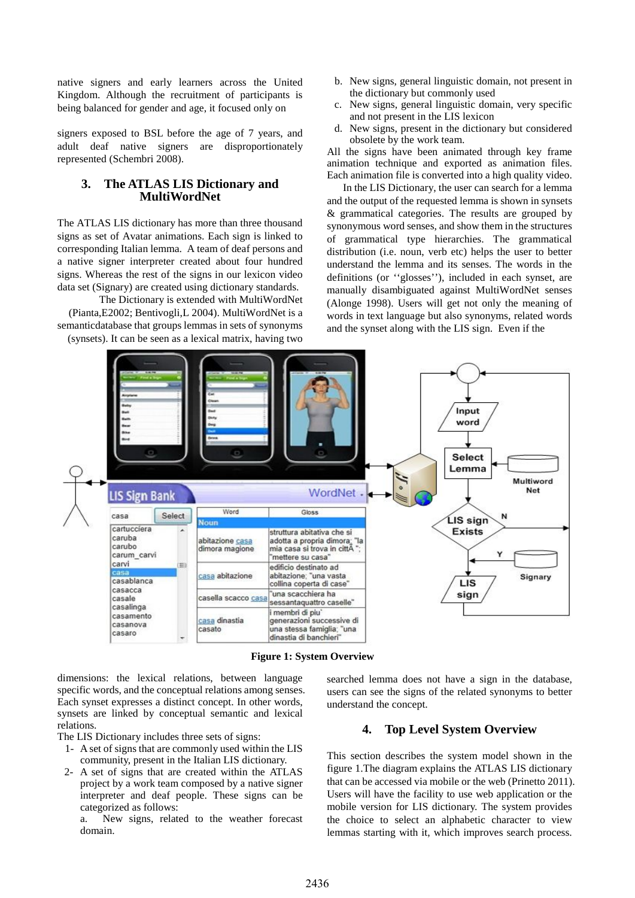native signers and early learners across the United Kingdom. Although the recruitment of participants is being balanced for gender and age, it focused only on

signers exposed to BSL before the age of 7 years, and adult deaf native signers are disproportionately represented (Schembri 2008).

## 3. The ATLAS LIS Dictionary and MultiWordNet

The ATLAS LIS dictionary has more than three thousand signs as set of Avatar animations. Each sign is linked to corresponding Italian lemma. A team of deaf persons and a native signer interpreter created about four hundred signs. Whereas the rest of the signs in our lexicon video data set (Signary) are created using dictionary standards.

The Dictionary is extended with MultiWordNet (Pianta,E2002; Bentivogli,L 2004). MultiWordNet is a semanticdatabase that groups lemmas in sets of synonyms (synsets). It can be seen as a lexical matrix, having two dimensions: the lexical relations, between language specific words, and the conceptual relations among senses. Each synset expresses a distinct concept. In other words, synsets are linked by conceptual semantic and lexical relations.

The LIS Dictionary includes three sets of signs:

1- A set of signs that are commonly used within the LIS community, present in the Italian LIS dictionary.
2- A set of signs that are created within the ATLAS project by a work team composed by a native signer interpreter and deaf people. These signs can be categorized as follows:
   a. New signs, related to the weather forecast domain.
   b. New signs, general linguistic domain, not present in the dictionary but commonly used
   c. New signs, general linguistic domain, very specific and not present in the LIS lexicon
   d. New signs, present in the dictionary but considered obsolete by the work team.

All the signs have been animated through key frame animation technique and exported as animation files. Each animation file is converted into a high quality video.

In the LIS Dictionary, the user can search for a lemma and the output of the requested lemma is shown in synsets & grammatical categories. The results are grouped by synonymous word senses, and show them in the structures of grammatical type hierarchies. The grammatical distribution (i.e. noun, verb etc) helps the user to better understand the lemma and its senses. The words in the definitions (or ''glosses''), included in each synset, are manually disambiguated against MultiWordNet senses (Alonge 1998). Users will get not only the meaning of words in text language but also synonyms, related words and the synset along with the LIS sign. Even if the searched lemma does not have a sign in the database, users can see the signs of the related synonyms to better understand the concept.

Figure 1: System Overview

## 4. Top Level System Overview

This section describes the system model shown in the figure 1.The diagram explains the ATLAS LIS dictionary that can be accessed via mobile or the web (Prinetto 2011). Users will have the facility to use web application or the mobile version for LIS dictionary. The system provides the choice to select an alphabetic character to view lemmas starting with it, which improves search process.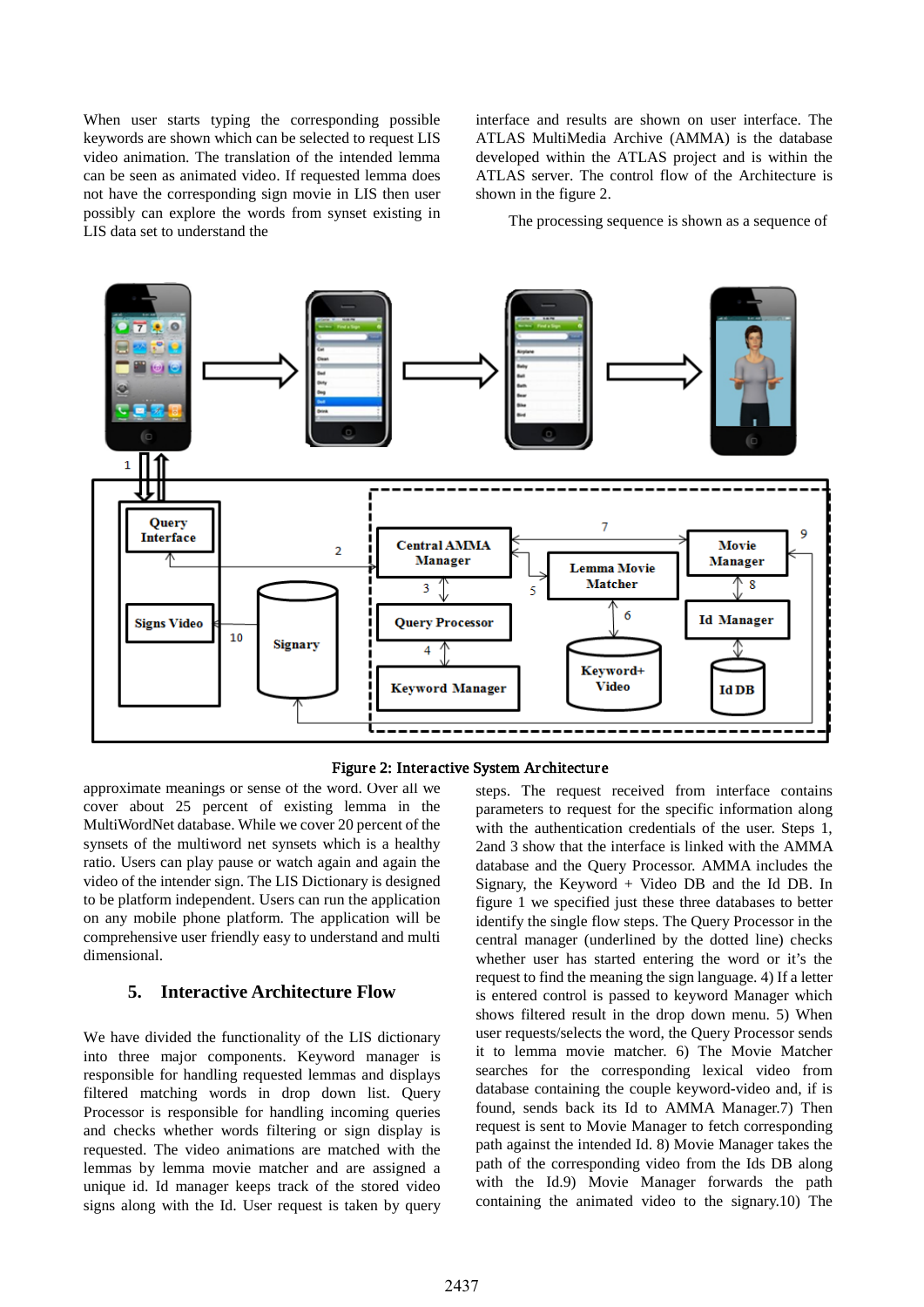When user starts typing the corresponding possible keywords are shown which can be selected to request LIS video animation. The translation of the intended lemma can be seen as animated video. If requested lemma does not have the corresponding sign movie in LIS then user possibly can explore the words from synset existing in LIS data set to understand the approximate meanings or sense of the word. Over all we cover about 25 percent of existing lemma in the MultiWordNet database. While we cover 20 percent of the synsets of the multiword net synsets which is a healthy ratio. Users can play pause or watch again and again the video of the intender sign. The LIS Dictionary is designed to be platform independent. Users can run the application on any mobile phone platform. The application will be comprehensive user friendly easy to understand and multi dimensional.

Figure 2: Interactive System Architecture

## 5. Interactive Architecture Flow

We have divided the functionality of the LIS dictionary into three major components. Keyword manager is responsible for handling requested lemmas and displays filtered matching words in drop down list. Query Processor is responsible for handling incoming queries and checks whether words filtering or sign display is requested. The video animations are matched with the lemmas by lemma movie matcher and are assigned a unique id. Id manager keeps track of the stored video signs along with the Id. User request is taken by query interface and results are shown on user interface. The ATLAS MultiMedia Archive (AMMA) is the database developed within the ATLAS project and is within the ATLAS server. The control flow of the Architecture is shown in the figure 2.

The processing sequence is shown as a sequence of steps. The request received from interface contains parameters to request for the specific information along with the authentication credentials of the user. Steps 1, 2and 3 show that the interface is linked with the AMMA database and the Query Processor. AMMA includes the Signary, the Keyword + Video DB and the Id DB. In figure 1 we specified just these three databases to better identify the single flow steps. The Query Processor in the central manager (underlined by the dotted line) checks whether user has started entering the word or it's the request to find the meaning the sign language. 4) If a letter is entered control is passed to keyword Manager which shows filtered result in the drop down menu. 5) When user requests/selects the word, the Query Processor sends it to lemma movie matcher. 6) The Movie Matcher searches for the corresponding lexical video from database containing the couple keyword-video and, if is found, sends back its Id to AMMA Manager.7) Then request is sent to Movie Manager to fetch corresponding path against the intended Id. 8) Movie Manager takes the path of the corresponding video from the Ids DB along with the Id.9) Movie Manager forwards the path containing the animated video to the signary.10) The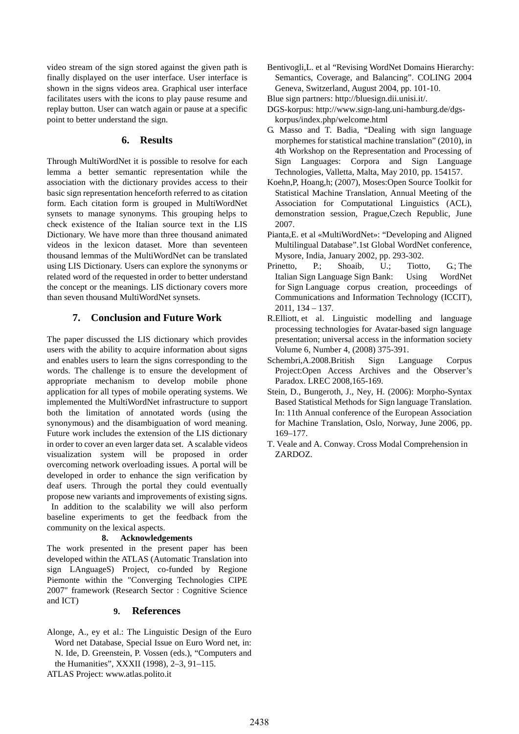video stream of the sign stored against the given path is finally displayed on the user interface. User interface is shown in the signs videos area. Graphical user interface facilitates users with the icons to play pause resume and replay button. User can watch again or pause at a specific point to better understand the sign.

## 6. Results

Through MultiWordNet it is possible to resolve for each lemma a better semantic representation while the association with the dictionary provides access to their basic sign representation henceforth referred to as citation form. Each citation form is grouped in MultiWordNet synsets to manage synonyms. This grouping helps to check existence of the Italian source text in the LIS Dictionary. We have more than three thousand animated videos in the lexicon dataset. More than seventeen thousand lemmas of the MultiWordNet can be translated using LIS Dictionary. Users can explore the synonyms or related word of the requested in order to better understand the concept or the meanings. LIS dictionary covers more than seven thousand MultiWordNet synsets.

## 7. Conclusion and Future Work

The paper discussed the LIS dictionary which provides users with the ability to acquire information about signs and enables users to learn the signs corresponding to the words. The challenge is to ensure the development of appropriate mechanism to develop mobile phone application for all types of mobile operating systems. We implemented the MultiWordNet infrastructure to support both the limitation of annotated words (using the synonymous) and the disambiguation of word meaning. Future work includes the extension of the LIS dictionary in order to cover an even larger data set. A scalable videos visualization system will be proposed in order overcoming network overloading issues. A portal will be developed in order to enhance the sign verification by deaf users. Through the portal they could eventually propose new variants and improvements of existing signs.

In addition to the scalability we will also perform baseline experiments to get the feedback from the community on the lexical aspects.

## 8. Acknowledgements

The work presented in the present paper has been developed within the ATLAS (Automatic Translation into sign LAnguageS) Project, co-funded by Regione Piemonte within the "Converging Technologies CIPE 2007" framework (Research Sector : Cognitive Science and ICT)

## 9. References

Alonge, A., ey et al.: The Linguistic Design of the Euro Word net Database, Special Issue on Euro Word net, in: N. Ide, D. Greenstein, P. Vossen (eds.), "Computers and the Humanities", XXXII (1998), 2–3, 91–115.

ATLAS Project: www.atlas.polito.it

Bentivogli,L. et al "Revising WordNet Domains Hierarchy: Semantics, Coverage, and Balancing". COLING 2004 Geneva, Switzerland, August 2004, pp. 101-10.

Blue sign partners: http://bluesign.dii.unisi.it/.

DGS-korpus: http://www.sign-lang.uni-hamburg.de/dgs-korpus/index.php/welcome.html

G. Masso and T. Badia, "Dealing with sign language morphemes for statistical machine translation" (2010), in 4th Workshop on the Representation and Processing of Sign Languages: Corpora and Sign Language Technologies, Valletta, Malta, May 2010, pp. 154157.

Koehn,P, Hoang,h; (2007), Moses:Open Source Toolkit for Statistical Machine Translation, Annual Meeting of the Association for Computational Linguistics (ACL), demonstration session, Prague,Czech Republic, June 2007.

Pianta,E. et al «MultiWordNet»: "Developing and Aligned Multilingual Database".1st Global WordNet conference, Mysore, India, January 2002, pp. 293-302.

Prinetto, P.; Shoaib, U.; Tiotto, G.; The Italian Sign Language Sign Bank: Using WordNet for Sign Language corpus creation, proceedings of Communications and Information Technology (ICCIT), 2011, 134 – 137.

R.Elliott, et al. Linguistic modelling and language processing technologies for Avatar-based sign language presentation; universal access in the information society Volume 6, Number 4, (2008) 375-391.

Schembri,A.2008.British Sign Language Corpus Project:Open Access Archives and the Observer's Paradox. LREC 2008,165-169.

Stein, D., Bungeroth, J., Ney, H. (2006): Morpho-Syntax Based Statistical Methods for Sign language Translation. In: 11th Annual conference of the European Association for Machine Translation, Oslo, Norway, June 2006, pp. 169–177.

T. Veale and A. Conway. Cross Modal Comprehension in ZARDOZ.